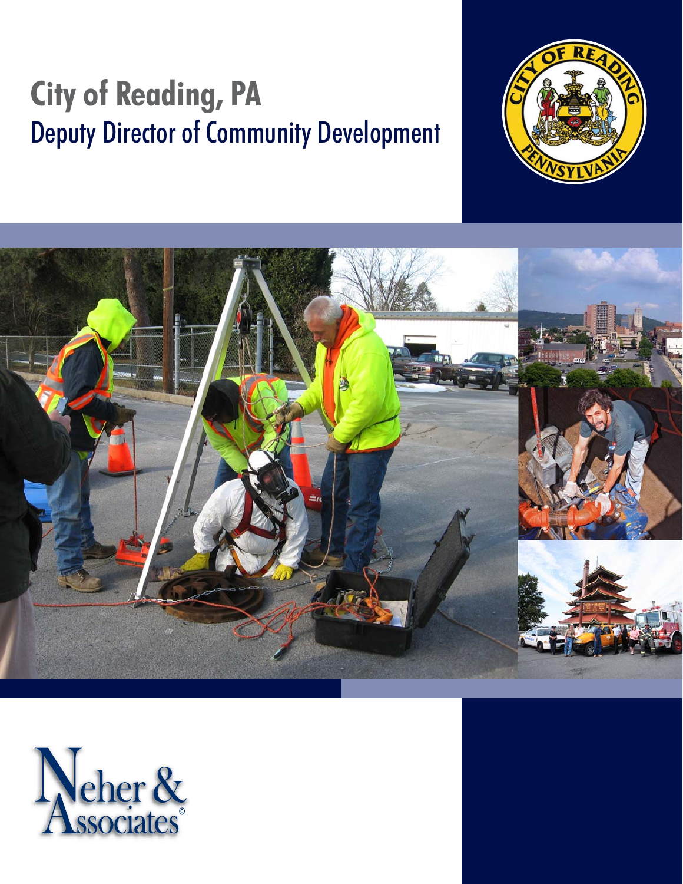# City of Reading, PA

## Deputy Director of Community Development

Neher & Associates©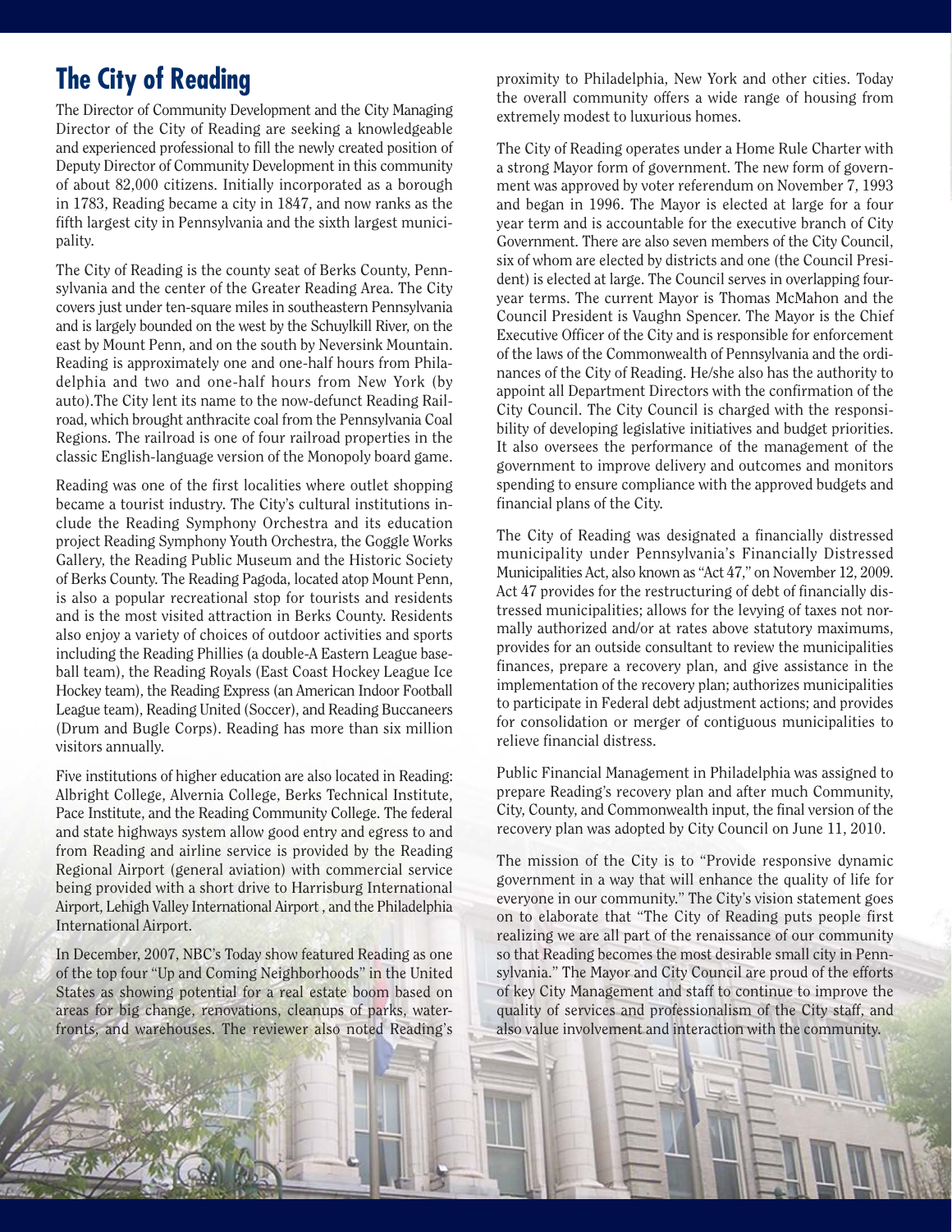# The City of Reading

The Director of Community Development and the City Managing Director of the City of Reading are seeking a knowledgeable and experienced professional to fill the newly created position of Deputy Director of Community Development in this community of about 82,000 citizens. Initially incorporated as a borough in 1783, Reading became a city in 1847, and now ranks as the fifth largest city in Pennsylvania and the sixth largest municipality.

The City of Reading is the county seat of Berks County, Pennsylvania and the center of the Greater Reading Area. The City covers just under ten-square miles in southeastern Pennsylvania and is largely bounded on the west by the Schuylkill River, on the east by Mount Penn, and on the south by Neversink Mountain. Reading is approximately one and one-half hours from Philadelphia and two and one-half hours from New York (by auto).The City lent its name to the now-defunct Reading Railroad, which brought anthracite coal from the Pennsylvania Coal Regions. The railroad is one of four railroad properties in the classic English-language version of the Monopoly board game.

Reading was one of the first localities where outlet shopping became a tourist industry. The City's cultural institutions include the Reading Symphony Orchestra and its education project Reading Symphony Youth Orchestra, the Goggle Works Gallery, the Reading Public Museum and the Historic Society of Berks County. The Reading Pagoda, located atop Mount Penn, is also a popular recreational stop for tourists and residents and is the most visited attraction in Berks County. Residents also enjoy a variety of choices of outdoor activities and sports including the Reading Phillies (a double-A Eastern League baseball team), the Reading Royals (East Coast Hockey League Ice Hockey team), the Reading Express (an American Indoor Football League team), Reading United (Soccer), and Reading Buccaneers (Drum and Bugle Corps). Reading has more than six million visitors annually.

Five institutions of higher education are also located in Reading: Albright College, Alvernia College, Berks Technical Institute, Pace Institute, and the Reading Community College. The federal and state highways system allow good entry and egress to and from Reading and airline service is provided by the Reading Regional Airport (general aviation) with commercial service being provided with a short drive to Harrisburg International Airport, Lehigh Valley International Airport , and the Philadelphia International Airport.

In December, 2007, NBC's Today show featured Reading as one of the top four "Up and Coming Neighborhoods" in the United States as showing potential for a real estate boom based on areas for big change, renovations, cleanups of parks, waterfronts, and warehouses. The reviewer also noted Reading's proximity to Philadelphia, New York and other cities. Today the overall community offers a wide range of housing from extremely modest to luxurious homes.

The City of Reading operates under a Home Rule Charter with a strong Mayor form of government. The new form of government was approved by voter referendum on November 7, 1993 and began in 1996. The Mayor is elected at large for a four year term and is accountable for the executive branch of City Government. There are also seven members of the City Council, six of whom are elected by districts and one (the Council President) is elected at large. The Council serves in overlapping four-year terms. The current Mayor is Thomas McMahon and the Council President is Vaughn Spencer. The Mayor is the Chief Executive Officer of the City and is responsible for enforcement of the laws of the Commonwealth of Pennsylvania and the ordinances of the City of Reading. He/she also has the authority to appoint all Department Directors with the confirmation of the City Council. The City Council is charged with the responsibility of developing legislative initiatives and budget priorities. It also oversees the performance of the management of the government to improve delivery and outcomes and monitors spending to ensure compliance with the approved budgets and financial plans of the City.

The City of Reading was designated a financially distressed municipality under Pennsylvania's Financially Distressed Municipalities Act, also known as "Act 47," on November 12, 2009. Act 47 provides for the restructuring of debt of financially distressed municipalities; allows for the levying of taxes not normally authorized and/or at rates above statutory maximums, provides for an outside consultant to review the municipalities finances, prepare a recovery plan, and give assistance in the implementation of the recovery plan; authorizes municipalities to participate in Federal debt adjustment actions; and provides for consolidation or merger of contiguous municipalities to relieve financial distress.

Public Financial Management in Philadelphia was assigned to prepare Reading's recovery plan and after much Community, City, County, and Commonwealth input, the final version of the recovery plan was adopted by City Council on June 11, 2010.

The mission of the City is to "Provide responsive dynamic government in a way that will enhance the quality of life for everyone in our community." The City's vision statement goes on to elaborate that "The City of Reading puts people first realizing we are all part of the renaissance of our community so that Reading becomes the most desirable small city in Pennsylvania." The Mayor and City Council are proud of the efforts of key City Management and staff to continue to improve the quality of services and professionalism of the City staff, and also value involvement and interaction with the community.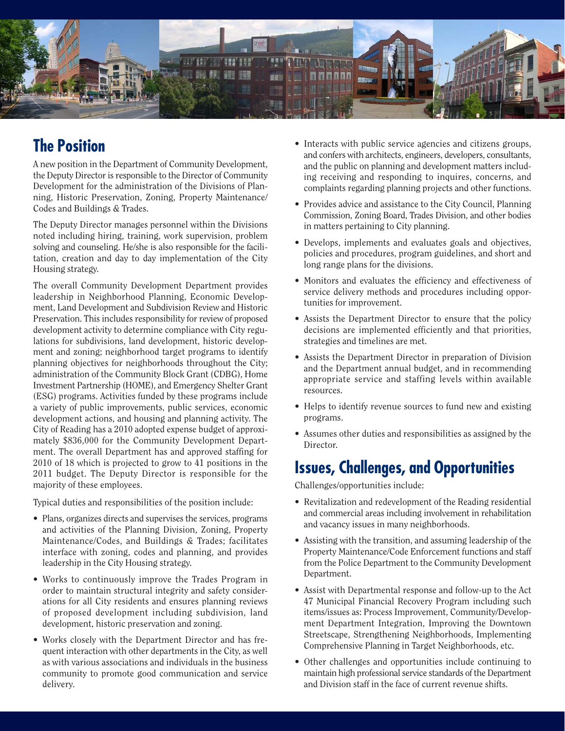## The Position

A new position in the Department of Community Development, the Deputy Director is responsible to the Director of Community Development for the administration of the Divisions of Planning, Historic Preservation, Zoning, Property Maintenance/Codes and Buildings & Trades.

The Deputy Director manages personnel within the Divisions noted including hiring, training, work supervision, problem solving and counseling. He/she is also responsible for the facilitation, creation and day to day implementation of the City Housing strategy.

The overall Community Development Department provides leadership in Neighborhood Planning, Economic Development, Land Development and Subdivision Review and Historic Preservation. This includes responsibility for review of proposed development activity to determine compliance with City regulations for subdivisions, land development, historic development and zoning; neighborhood target programs to identify planning objectives for neighborhoods throughout the City; administration of the Community Block Grant (CDBG), Home Investment Partnership (HOME), and Emergency Shelter Grant (ESG) programs. Activities funded by these programs include a variety of public improvements, public services, economic development actions, and housing and planning activity. The City of Reading has a 2010 adopted expense budget of approximately $836,000 for the Community Development Department. The overall Department has and approved staffing for 2010 of 18 which is projected to grow to 41 positions in the 2011 budget. The Deputy Director is responsible for the majority of these employees.

Typical duties and responsibilities of the position include:

- Plans, organizes directs and supervises the services, programs and activities of the Planning Division, Zoning, Property Maintenance/Codes, and Buildings & Trades; facilitates interface with zoning, codes and planning, and provides leadership in the City Housing strategy.
- Works to continuously improve the Trades Program in order to maintain structural integrity and safety considerations for all City residents and ensures planning reviews of proposed development including subdivision, land development, historic preservation and zoning.
- Works closely with the Department Director and has frequent interaction with other departments in the City, as well as with various associations and individuals in the business community to promote good communication and service delivery.
- Interacts with public service agencies and citizens groups, and confers with architects, engineers, developers, consultants, and the public on planning and development matters including receiving and responding to inquires, concerns, and complaints regarding planning projects and other functions.
- Provides advice and assistance to the City Council, Planning Commission, Zoning Board, Trades Division, and other bodies in matters pertaining to City planning.
- Develops, implements and evaluates goals and objectives, policies and procedures, program guidelines, and short and long range plans for the divisions.
- Monitors and evaluates the efficiency and effectiveness of service delivery methods and procedures including opportunities for improvement.
- Assists the Department Director to ensure that the policy decisions are implemented efficiently and that priorities, strategies and timelines are met.
- Assists the Department Director in preparation of Division and the Department annual budget, and in recommending appropriate service and staffing levels within available resources.
- Helps to identify revenue sources to fund new and existing programs.
- Assumes other duties and responsibilities as assigned by the Director.

## Issues, Challenges, and Opportunities

Challenges/opportunities include:

- Revitalization and redevelopment of the Reading residential and commercial areas including involvement in rehabilitation and vacancy issues in many neighborhoods.
- Assisting with the transition, and assuming leadership of the Property Maintenance/Code Enforcement functions and staff from the Police Department to the Community Development Department.
- Assist with Departmental response and follow-up to the Act 47 Municipal Financial Recovery Program including such items/issues as: Process Improvement, Community/Development Department Integration, Improving the Downtown Streetscape, Strengthening Neighborhoods, Implementing Comprehensive Planning in Target Neighborhoods, etc.
- Other challenges and opportunities include continuing to maintain high professional service standards of the Department and Division staff in the face of current revenue shifts.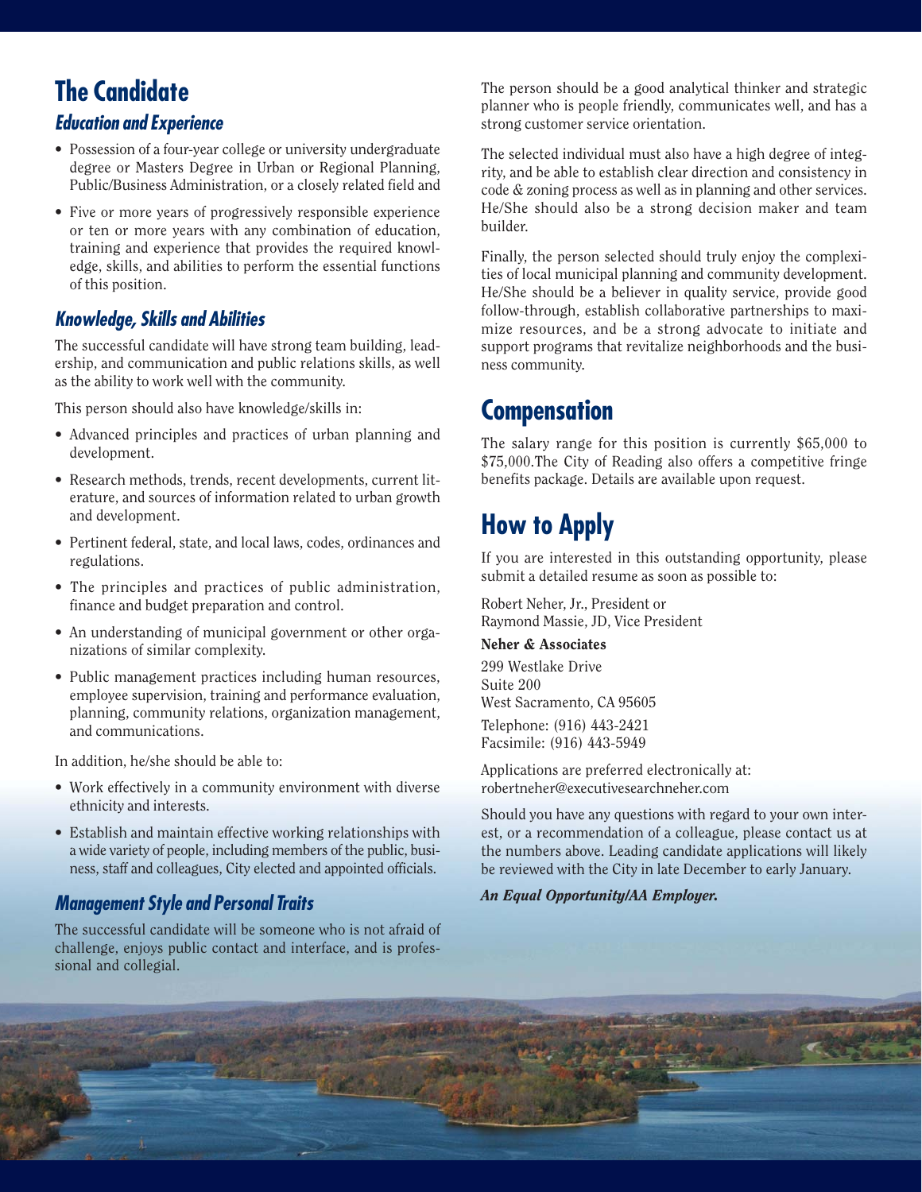## The Candidate

### Education and Experience

- Possession of a four-year college or university undergraduate degree or Masters Degree in Urban or Regional Planning, Public/Business Administration, or a closely related field and
- Five or more years of progressively responsible experience or ten or more years with any combination of education, training and experience that provides the required knowledge, skills, and abilities to perform the essential functions of this position.

### Knowledge, Skills and Abilities

The successful candidate will have strong team building, leadership, and communication and public relations skills, as well as the ability to work well with the community.

This person should also have knowledge/skills in:

- Advanced principles and practices of urban planning and development.
- Research methods, trends, recent developments, current literature, and sources of information related to urban growth and development.
- Pertinent federal, state, and local laws, codes, ordinances and regulations.
- The principles and practices of public administration, finance and budget preparation and control.
- An understanding of municipal government or other organizations of similar complexity.
- Public management practices including human resources, employee supervision, training and performance evaluation, planning, community relations, organization management, and communications.

In addition, he/she should be able to:

- Work effectively in a community environment with diverse ethnicity and interests.
- Establish and maintain effective working relationships with a wide variety of people, including members of the public, business, staff and colleagues, City elected and appointed officials.

### Management Style and Personal Traits

The successful candidate will be someone who is not afraid of challenge, enjoys public contact and interface, and is professional and collegial.

The person should be a good analytical thinker and strategic planner who is people friendly, communicates well, and has a strong customer service orientation.

The selected individual must also have a high degree of integrity, and be able to establish clear direction and consistency in code & zoning process as well as in planning and other services. He/She should also be a strong decision maker and team builder.

Finally, the person selected should truly enjoy the complexities of local municipal planning and community development. He/She should be a believer in quality service, provide good follow-through, establish collaborative partnerships to maximize resources, and be a strong advocate to initiate and support programs that revitalize neighborhoods and the business community.

## Compensation

The salary range for this position is currently $65,000 to $75,000.The City of Reading also offers a competitive fringe benefits package. Details are available upon request.

## How to Apply

If you are interested in this outstanding opportunity, please submit a detailed resume as soon as possible to:

Robert Neher, Jr., President or
Raymond Massie, JD, Vice President

**Neher & Associates**

299 Westlake Drive
Suite 200
West Sacramento, CA 95605

Telephone: (916) 443-2421
Facsimile: (916) 443-5949

Applications are preferred electronically at:
robertneher@executivesearchneher.com

Should you have any questions with regard to your own interest, or a recommendation of a colleague, please contact us at the numbers above. Leading candidate applications will likely be reviewed with the City in late December to early January.

***An Equal Opportunity/AA Employer.***